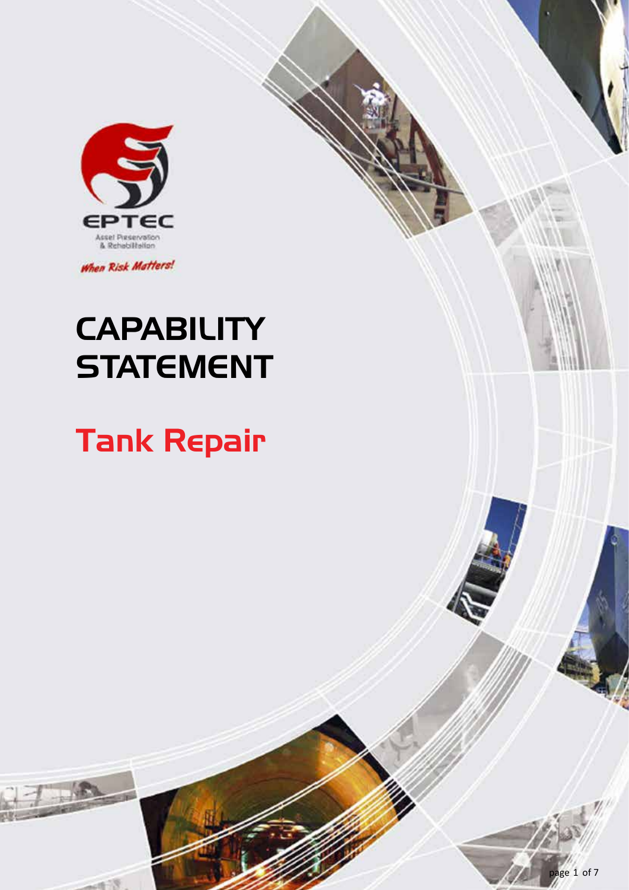EPTEC

Asset Preservation & Rehabilitation

*When Risk Matters!*

# CAPABILITY STATEMENT

## Tank Repair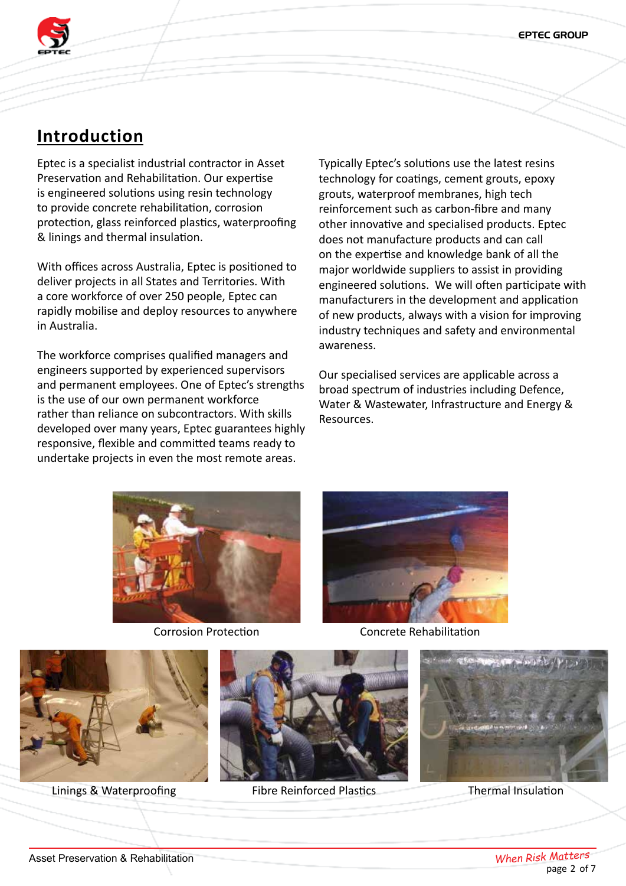# Introduction

Eptec is a specialist industrial contractor in Asset Preservation and Rehabilitation. Our expertise is engineered solutions using resin technology to provide concrete rehabilitation, corrosion protection, glass reinforced plastics, waterproofing & linings and thermal insulation.

With offices across Australia, Eptec is positioned to deliver projects in all States and Territories. With a core workforce of over 250 people, Eptec can rapidly mobilise and deploy resources to anywhere in Australia.

The workforce comprises qualified managers and engineers supported by experienced supervisors and permanent employees. One of Eptec's strengths is the use of our own permanent workforce rather than reliance on subcontractors. With skills developed over many years, Eptec guarantees highly responsive, flexible and committed teams ready to undertake projects in even the most remote areas.

Typically Eptec's solutions use the latest resins technology for coatings, cement grouts, epoxy grouts, waterproof membranes, high tech reinforcement such as carbon-fibre and many other innovative and specialised products. Eptec does not manufacture products and can call on the expertise and knowledge bank of all the major worldwide suppliers to assist in providing engineered solutions. We will often participate with manufacturers in the development and application of new products, always with a vision for improving industry techniques and safety and environmental awareness.

Our specialised services are applicable across a broad spectrum of industries including Defence, Water & Wastewater, Infrastructure and Energy & Resources.

Corrosion Protection

Concrete Rehabilitation

Linings & Waterproofing

Fibre Reinforced Plastics

Thermal Insulation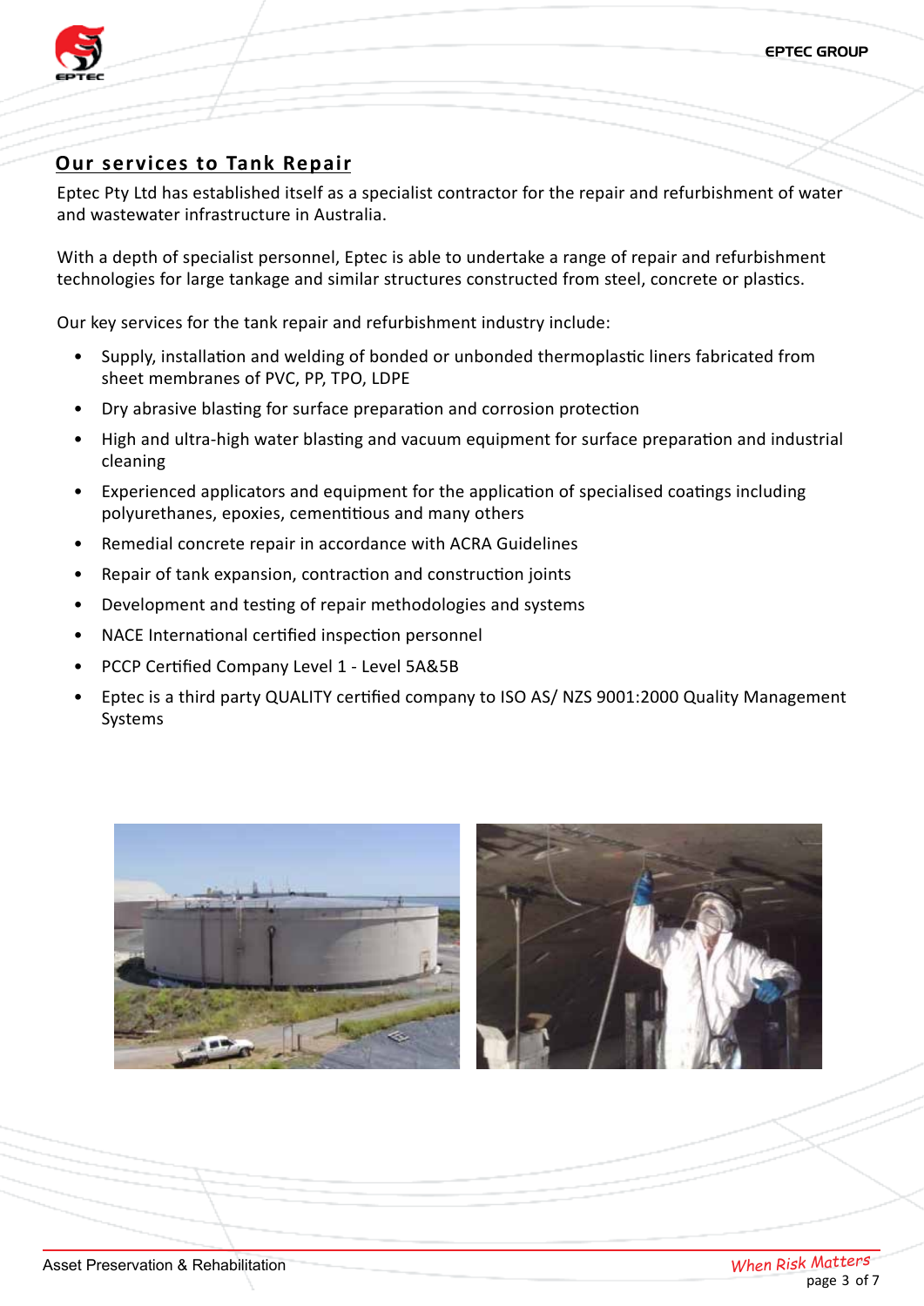## Our services to Tank Repair

Eptec Pty Ltd has established itself as a specialist contractor for the repair and refurbishment of water and wastewater infrastructure in Australia.

With a depth of specialist personnel, Eptec is able to undertake a range of repair and refurbishment technologies for large tankage and similar structures constructed from steel, concrete or plastics.

Our key services for the tank repair and refurbishment industry include:

- Supply, installation and welding of bonded or unbonded thermoplastic liners fabricated from sheet membranes of PVC, PP, TPO, LDPE
- Dry abrasive blasting for surface preparation and corrosion protection
- High and ultra-high water blasting and vacuum equipment for surface preparation and industrial cleaning
- Experienced applicators and equipment for the application of specialised coatings including polyurethanes, epoxies, cementitious and many others
- Remedial concrete repair in accordance with ACRA Guidelines
- Repair of tank expansion, contraction and construction joints
- Development and testing of repair methodologies and systems
- NACE International certified inspection personnel
- PCCP Certified Company Level 1 - Level 5A&5B
- Eptec is a third party QUALITY certified company to ISO AS/ NZS 9001:2000 Quality Management Systems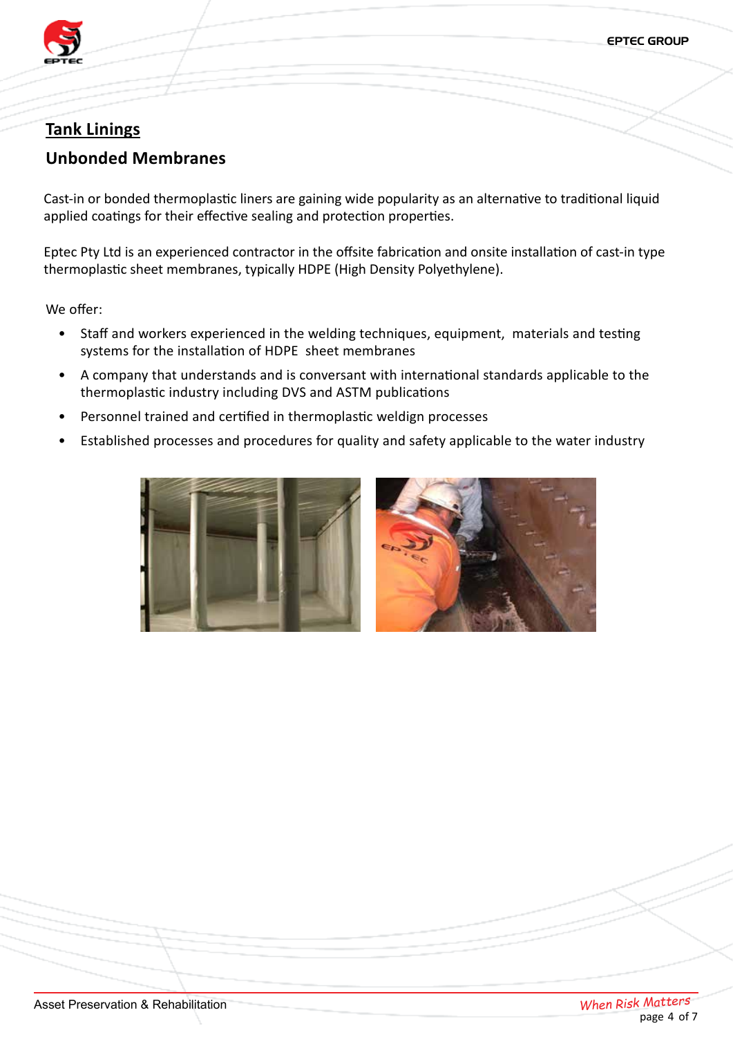## Tank Linings

### Unbonded Membranes

Cast-in or bonded thermoplastic liners are gaining wide popularity as an alternative to traditional liquid applied coatings for their effective sealing and protection properties.

Eptec Pty Ltd is an experienced contractor in the offsite fabrication and onsite installation of cast-in type thermoplastic sheet membranes, typically HDPE (High Density Polyethylene).

We offer:

- Staff and workers experienced in the welding techniques, equipment, materials and testing systems for the installation of HDPE sheet membranes
- A company that understands and is conversant with international standards applicable to the thermoplastic industry including DVS and ASTM publications
- Personnel trained and certified in thermoplastic weldign processes
- Established processes and procedures for quality and safety applicable to the water industry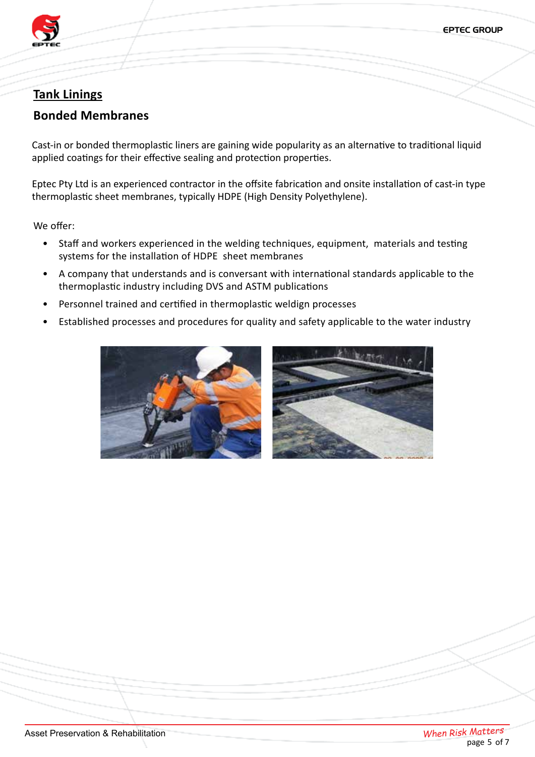## Tank Linings

### Bonded Membranes

Cast-in or bonded thermoplastic liners are gaining wide popularity as an alternative to traditional liquid applied coatings for their effective sealing and protection properties.

Eptec Pty Ltd is an experienced contractor in the offsite fabrication and onsite installation of cast-in type thermoplastic sheet membranes, typically HDPE (High Density Polyethylene).

We offer:

- Staff and workers experienced in the welding techniques, equipment, materials and testing systems for the installation of HDPE sheet membranes
- A company that understands and is conversant with international standards applicable to the thermoplastic industry including DVS and ASTM publications
- Personnel trained and certified in thermoplastic weldign processes
- Established processes and procedures for quality and safety applicable to the water industry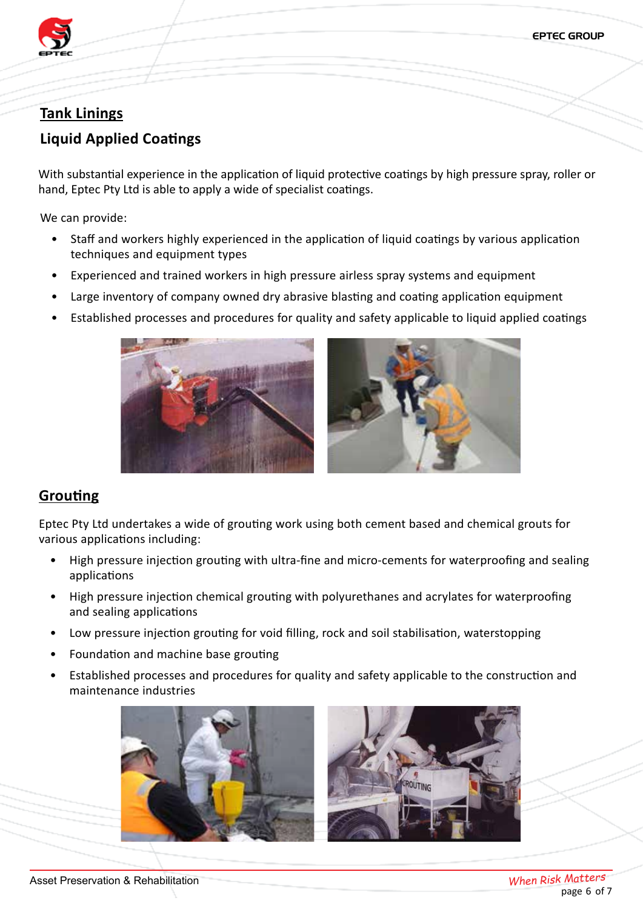## Tank Linings

### Liquid Applied Coatings

With substantial experience in the application of liquid protective coatings by high pressure spray, roller or hand, Eptec Pty Ltd is able to apply a wide of specialist coatings.

We can provide:

- Staff and workers highly experienced in the application of liquid coatings by various application techniques and equipment types
- Experienced and trained workers in high pressure airless spray systems and equipment
- Large inventory of company owned dry abrasive blasting and coating application equipment
- Established processes and procedures for quality and safety applicable to liquid applied coatings

## Grouting

Eptec Pty Ltd undertakes a wide of grouting work using both cement based and chemical grouts for various applications including:

- High pressure injection grouting with ultra-fine and micro-cements for waterproofing and sealing applications
- High pressure injection chemical grouting with polyurethanes and acrylates for waterproofing and sealing applications
- Low pressure injection grouting for void filling, rock and soil stabilisation, waterstopping
- Foundation and machine base grouting
- Established processes and procedures for quality and safety applicable to the construction and maintenance industries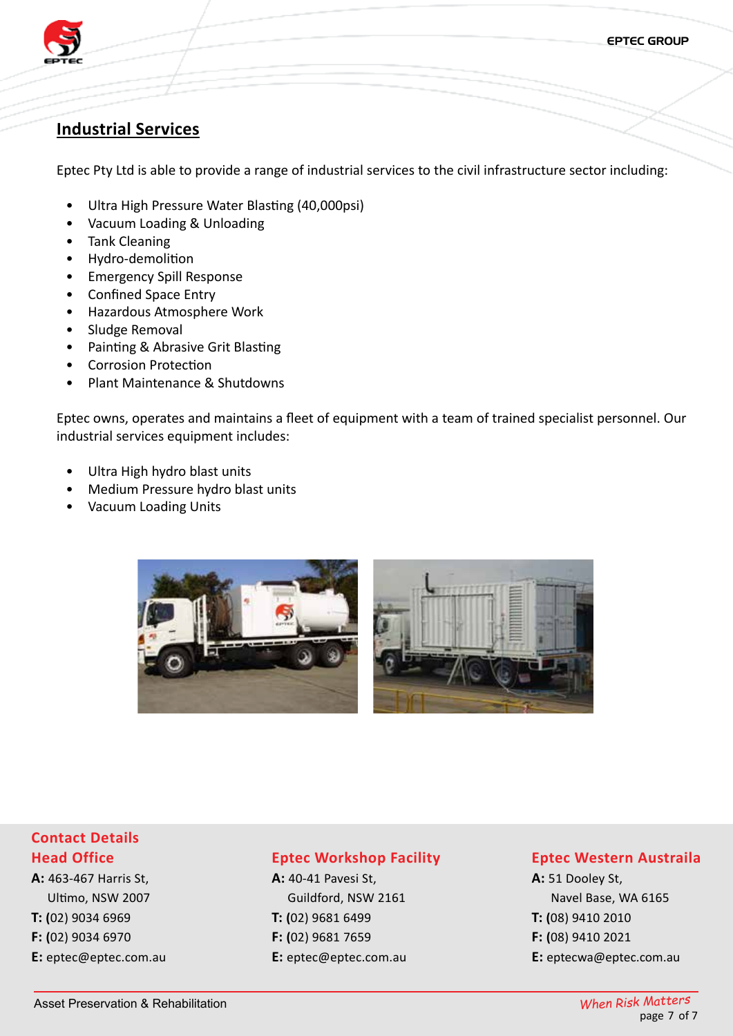## Industrial Services

Eptec Pty Ltd is able to provide a range of industrial services to the civil infrastructure sector including:

- Ultra High Pressure Water Blasting (40,000psi)
- Vacuum Loading & Unloading
- Tank Cleaning
- Hydro-demolition
- Emergency Spill Response
- Confined Space Entry
- Hazardous Atmosphere Work
- Sludge Removal
- Painting & Abrasive Grit Blasting
- Corrosion Protection
- Plant Maintenance & Shutdowns

Eptec owns, operates and maintains a fleet of equipment with a team of trained specialist personnel. Our industrial services equipment includes:

- Ultra High hydro blast units
- Medium Pressure hydro blast units
- Vacuum Loading Units

### Contact Details

**Head Office**

**A:** 463-467 Harris St,
Ultimo, NSW 2007
**T:** (02) 9034 6969
**F:** (02) 9034 6970
**E:** eptec@eptec.com.au

**Eptec Workshop Facility**

**A:** 40-41 Pavesi St,
Guildford, NSW 2161
**T:** (02) 9681 6499
**F:** (02) 9681 7659
**E:** eptec@eptec.com.au

**Eptec Western Austraila**

**A:** 51 Dooley St,
Navel Base, WA 6165
**T:** (08) 9410 2010
**F:** (08) 9410 2021
**E:** eptecwa@eptec.com.au